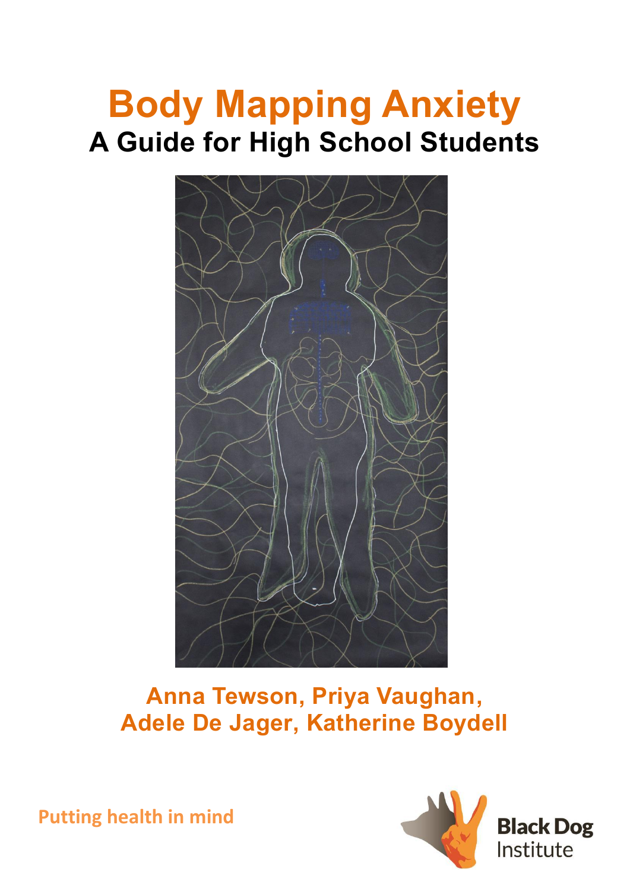# Body Mapping Anxiety

## A Guide for High School Students

**Anna Tewson, Priya Vaughan, Adele De Jager, Katherine Boydell**

Putting health in mind

Black Dog Institute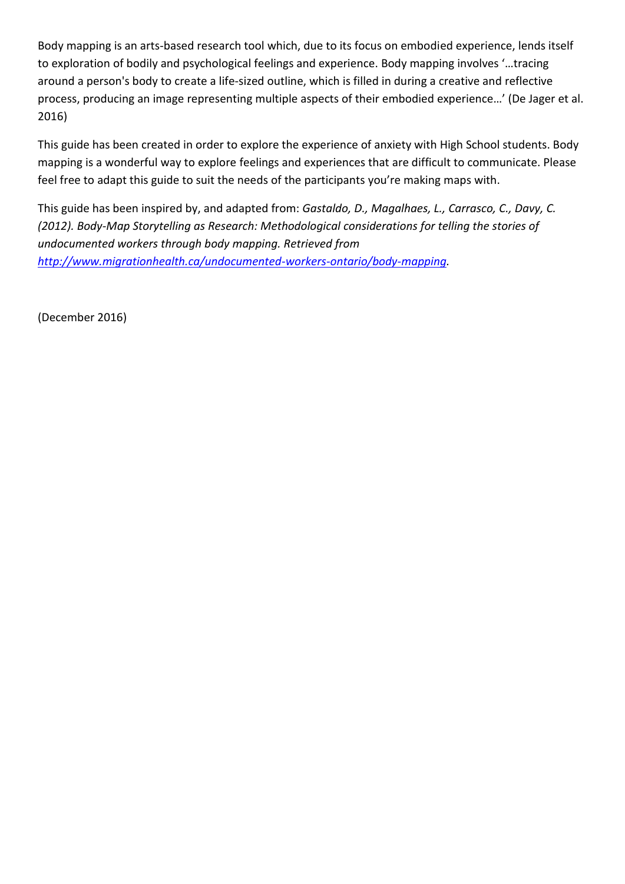Body mapping is an arts-based research tool which, due to its focus on embodied experience, lends itself to exploration of bodily and psychological feelings and experience. Body mapping involves '…tracing around a person's body to create a life-sized outline, which is filled in during a creative and reflective process, producing an image representing multiple aspects of their embodied experience…' (De Jager et al. 2016)

This guide has been created in order to explore the experience of anxiety with High School students. Body mapping is a wonderful way to explore feelings and experiences that are difficult to communicate. Please feel free to adapt this guide to suit the needs of the participants you're making maps with.

This guide has been inspired by, and adapted from: *Gastaldo, D., Magalhaes, L., Carrasco, C., Davy, C. (2012). Body-Map Storytelling as Research: Methodological considerations for telling the stories of undocumented workers through body mapping. Retrieved from [http://www.migrationhealth.ca/undocumented-workers-ontario/body-mapping](http://www.migrationhealth.ca/undocumented-workers-ontario/body-mapping).*

(December 2016)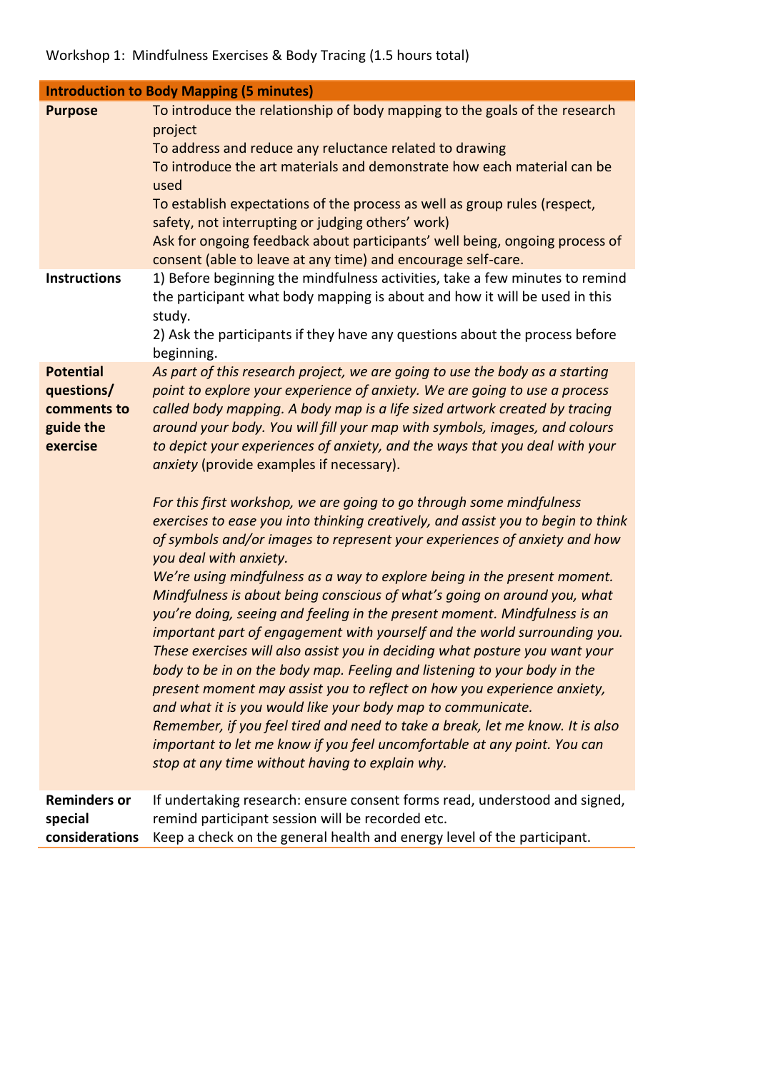Workshop 1: Mindfulness Exercises & Body Tracing (1.5 hours total)

| Introduction to Body Mapping (5 minutes) | |
|---|---|
| **Purpose** | To introduce the relationship of body mapping to the goals of the research project<br>To address and reduce any reluctance related to drawing<br>To introduce the art materials and demonstrate how each material can be used<br>To establish expectations of the process as well as group rules (respect, safety, not interrupting or judging others' work)<br>Ask for ongoing feedback about participants' well being, ongoing process of consent (able to leave at any time) and encourage self-care. |
| **Instructions** | 1) Before beginning the mindfulness activities, take a few minutes to remind the participant what body mapping is about and how it will be used in this study.<br>2) Ask the participants if they have any questions about the process before beginning. |
| **Potential questions/ comments to guide the exercise** | *As part of this research project, we are going to use the body as a starting point to explore your experience of anxiety. We are going to use a process called body mapping. A body map is a life sized artwork created by tracing around your body. You will fill your map with symbols, images, and colours to depict your experiences of anxiety, and the ways that you deal with your anxiety* (provide examples if necessary).<br><br>*For this first workshop, we are going to go through some mindfulness exercises to ease you into thinking creatively, and assist you to begin to think of symbols and/or images to represent your experiences of anxiety and how you deal with anxiety.*<br>*We're using mindfulness as a way to explore being in the present moment. Mindfulness is about being conscious of what's going on around you, what you're doing, seeing and feeling in the present moment. Mindfulness is an important part of engagement with yourself and the world surrounding you. These exercises will also assist you in deciding what posture you want your body to be in on the body map. Feeling and listening to your body in the present moment may assist you to reflect on how you experience anxiety, and what it is you would like your body map to communicate.*<br>*Remember, if you feel tired and need to take a break, let me know. It is also important to let me know if you feel uncomfortable at any point. You can stop at any time without having to explain why.* |
| **Reminders or special considerations** | If undertaking research: ensure consent forms read, understood and signed, remind participant session will be recorded etc.<br>Keep a check on the general health and energy level of the participant. |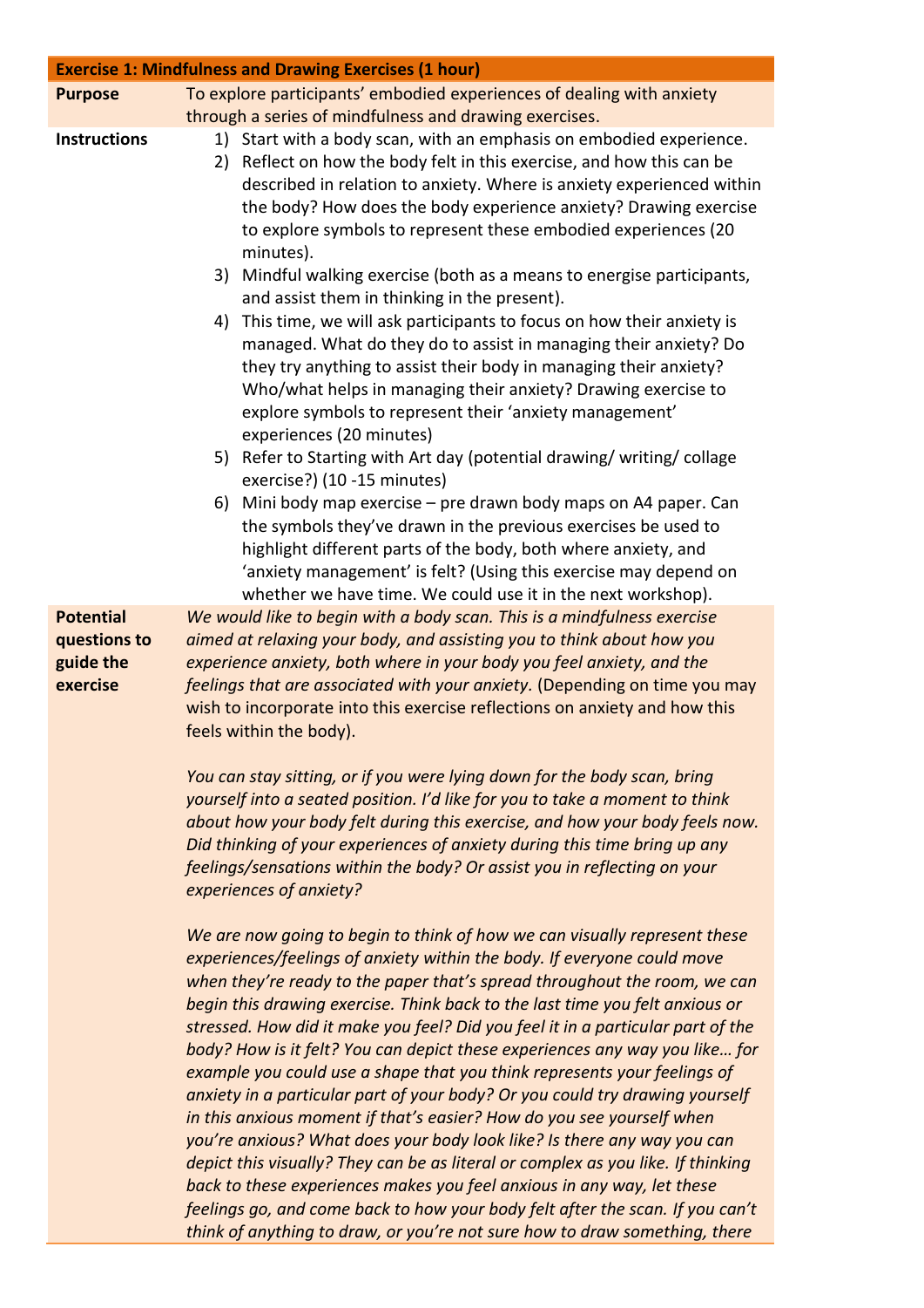| Exercise 1: Mindfulness and Drawing Exercises (1 hour) | |
|---|---|
| **Purpose** | To explore participants' embodied experiences of dealing with anxiety through a series of mindfulness and drawing exercises. |
| **Instructions** | 1) Start with a body scan, with an emphasis on embodied experience.<br>2) Reflect on how the body felt in this exercise, and how this can be described in relation to anxiety. Where is anxiety experienced within the body? How does the body experience anxiety? Drawing exercise to explore symbols to represent these embodied experiences (20 minutes).<br>3) Mindful walking exercise (both as a means to energise participants, and assist them in thinking in the present).<br>4) This time, we will ask participants to focus on how their anxiety is managed. What do they do to assist in managing their anxiety? Do they try anything to assist their body in managing their anxiety? Who/what helps in managing their anxiety? Drawing exercise to explore symbols to represent their 'anxiety management' experiences (20 minutes)<br>5) Refer to Starting with Art day (potential drawing/ writing/ collage exercise?) (10 -15 minutes)<br>6) Mini body map exercise – pre drawn body maps on A4 paper. Can the symbols they've drawn in the previous exercises be used to highlight different parts of the body, both where anxiety, and 'anxiety management' is felt? (Using this exercise may depend on whether we have time. We could use it in the next workshop). |
| **Potential questions to guide the exercise** | *We would like to begin with a body scan. This is a mindfulness exercise aimed at relaxing your body, and assisting you to think about how you experience anxiety, both where in your body you feel anxiety, and the feelings that are associated with your anxiety.* (Depending on time you may wish to incorporate into this exercise reflections on anxiety and how this feels within the body).<br><br>*You can stay sitting, or if you were lying down for the body scan, bring yourself into a seated position. I'd like for you to take a moment to think about how your body felt during this exercise, and how your body feels now. Did thinking of your experiences of anxiety during this time bring up any feelings/sensations within the body? Or assist you in reflecting on your experiences of anxiety?*<br><br>*We are now going to begin to think of how we can visually represent these experiences/feelings of anxiety within the body. If everyone could move when they're ready to the paper that's spread throughout the room, we can begin this drawing exercise. Think back to the last time you felt anxious or stressed. How did it make you feel? Did you feel it in a particular part of the body? How is it felt? You can depict these experiences any way you like… for example you could use a shape that you think represents your feelings of anxiety in a particular part of your body? Or you could try drawing yourself in this anxious moment if that's easier? How do you see yourself when you're anxious? What does your body look like? Is there any way you can depict this visually? They can be as literal or complex as you like. If thinking back to these experiences makes you feel anxious in any way, let these feelings go, and come back to how your body felt after the scan. If you can't think of anything to draw, or you're not sure how to draw something, there* |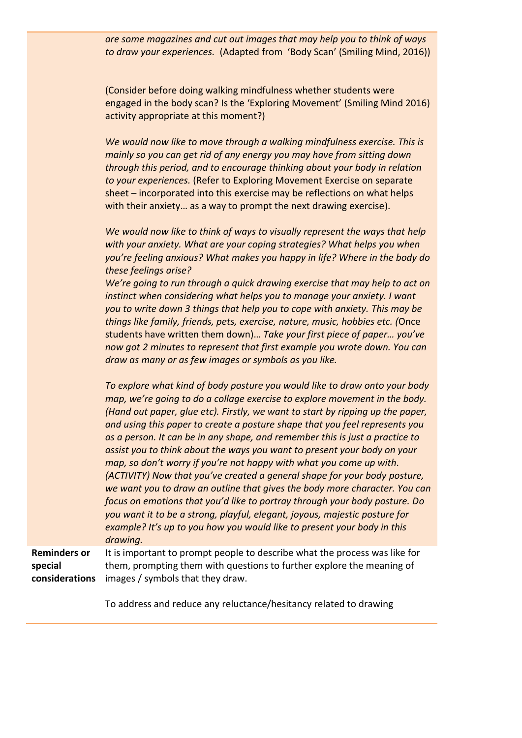| | |
|---|---|
| | *are some magazines and cut out images that may help you to think of ways to draw your experiences.* (Adapted from 'Body Scan' (Smiling Mind, 2016))<br><br>(Consider before doing walking mindfulness whether students were engaged in the body scan? Is the 'Exploring Movement' (Smiling Mind 2016) activity appropriate at this moment?)<br><br>*We would now like to move through a walking mindfulness exercise. This is mainly so you can get rid of any energy you may have from sitting down through this period, and to encourage thinking about your body in relation to your experiences.* (Refer to Exploring Movement Exercise on separate sheet – incorporated into this exercise may be reflections on what helps with their anxiety… as a way to prompt the next drawing exercise).<br><br>*We would now like to think of ways to visually represent the ways that help with your anxiety. What are your coping strategies? What helps you when you're feeling anxious? What makes you happy in life? Where in the body do these feelings arise?*<br>*We're going to run through a quick drawing exercise that may help to act on instinct when considering what helps you to manage your anxiety. I want you to write down 3 things that help you to cope with anxiety. This may be things like family, friends, pets, exercise, nature, music, hobbies etc. (*Once students have written them down)… *Take your first piece of paper… you've now got 2 minutes to represent that first example you wrote down. You can draw as many or as few images or symbols as you like.*<br><br>*To explore what kind of body posture you would like to draw onto your body map, we're going to do a collage exercise to explore movement in the body. (Hand out paper, glue etc). Firstly, we want to start by ripping up the paper, and using this paper to create a posture shape that you feel represents you as a person. It can be in any shape, and remember this is just a practice to assist you to think about the ways you want to present your body on your map, so don't worry if you're not happy with what you come up with. (ACTIVITY) Now that you've created a general shape for your body posture, we want you to draw an outline that gives the body more character. You can focus on emotions that you'd like to portray through your body posture. Do you want it to be a strong, playful, elegant, joyous, majestic posture for example? It's up to you how you would like to present your body in this drawing.* |
| **Reminders or special considerations** | It is important to prompt people to describe what the process was like for them, prompting them with questions to further explore the meaning of images / symbols that they draw.<br><br>To address and reduce any reluctance/hesitancy related to drawing |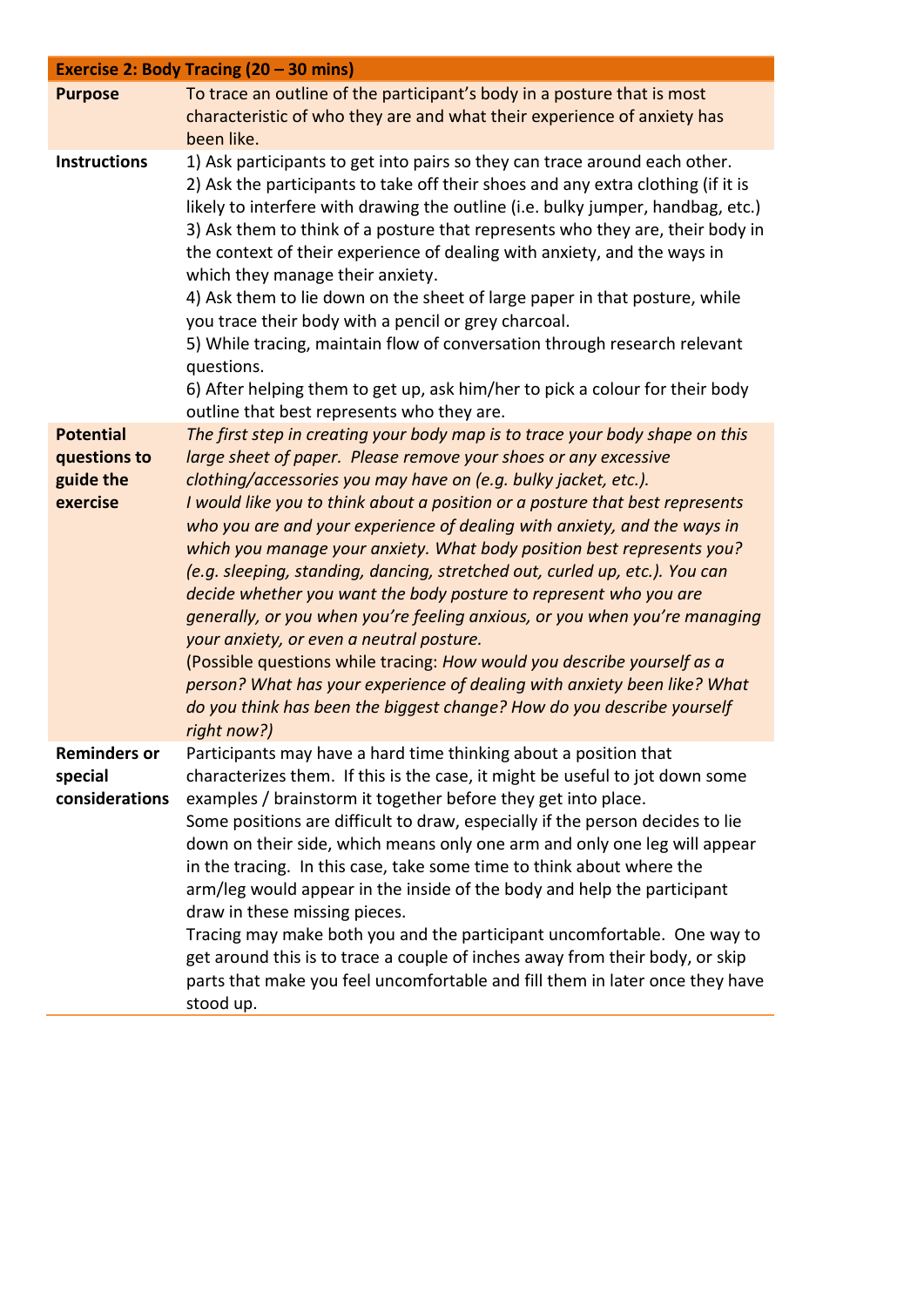| Exercise 2: Body Tracing (20 – 30 mins) | |
|---|---|
| **Purpose** | To trace an outline of the participant's body in a posture that is most characteristic of who they are and what their experience of anxiety has been like. |
| **Instructions** | 1) Ask participants to get into pairs so they can trace around each other.<br>2) Ask the participants to take off their shoes and any extra clothing (if it is likely to interfere with drawing the outline (i.e. bulky jumper, handbag, etc.)<br>3) Ask them to think of a posture that represents who they are, their body in the context of their experience of dealing with anxiety, and the ways in which they manage their anxiety.<br>4) Ask them to lie down on the sheet of large paper in that posture, while you trace their body with a pencil or grey charcoal.<br>5) While tracing, maintain flow of conversation through research relevant questions.<br>6) After helping them to get up, ask him/her to pick a colour for their body outline that best represents who they are. |
| **Potential questions to guide the exercise** | *The first step in creating your body map is to trace your body shape on this large sheet of paper. Please remove your shoes or any excessive clothing/accessories you may have on (e.g. bulky jacket, etc.).*<br>*I would like you to think about a position or a posture that best represents who you are and your experience of dealing with anxiety, and the ways in which you manage your anxiety. What body position best represents you? (e.g. sleeping, standing, dancing, stretched out, curled up, etc.). You can decide whether you want the body posture to represent who you are generally, or you when you're feeling anxious, or you when you're managing your anxiety, or even a neutral posture.*<br>(Possible questions while tracing: *How would you describe yourself as a person? What has your experience of dealing with anxiety been like? What do you think has been the biggest change? How do you describe yourself right now?)* |
| **Reminders or special considerations** | Participants may have a hard time thinking about a position that characterizes them. If this is the case, it might be useful to jot down some examples / brainstorm it together before they get into place.<br>Some positions are difficult to draw, especially if the person decides to lie down on their side, which means only one arm and only one leg will appear in the tracing. In this case, take some time to think about where the arm/leg would appear in the inside of the body and help the participant draw in these missing pieces.<br>Tracing may make both you and the participant uncomfortable. One way to get around this is to trace a couple of inches away from their body, or skip parts that make you feel uncomfortable and fill them in later once they have stood up. |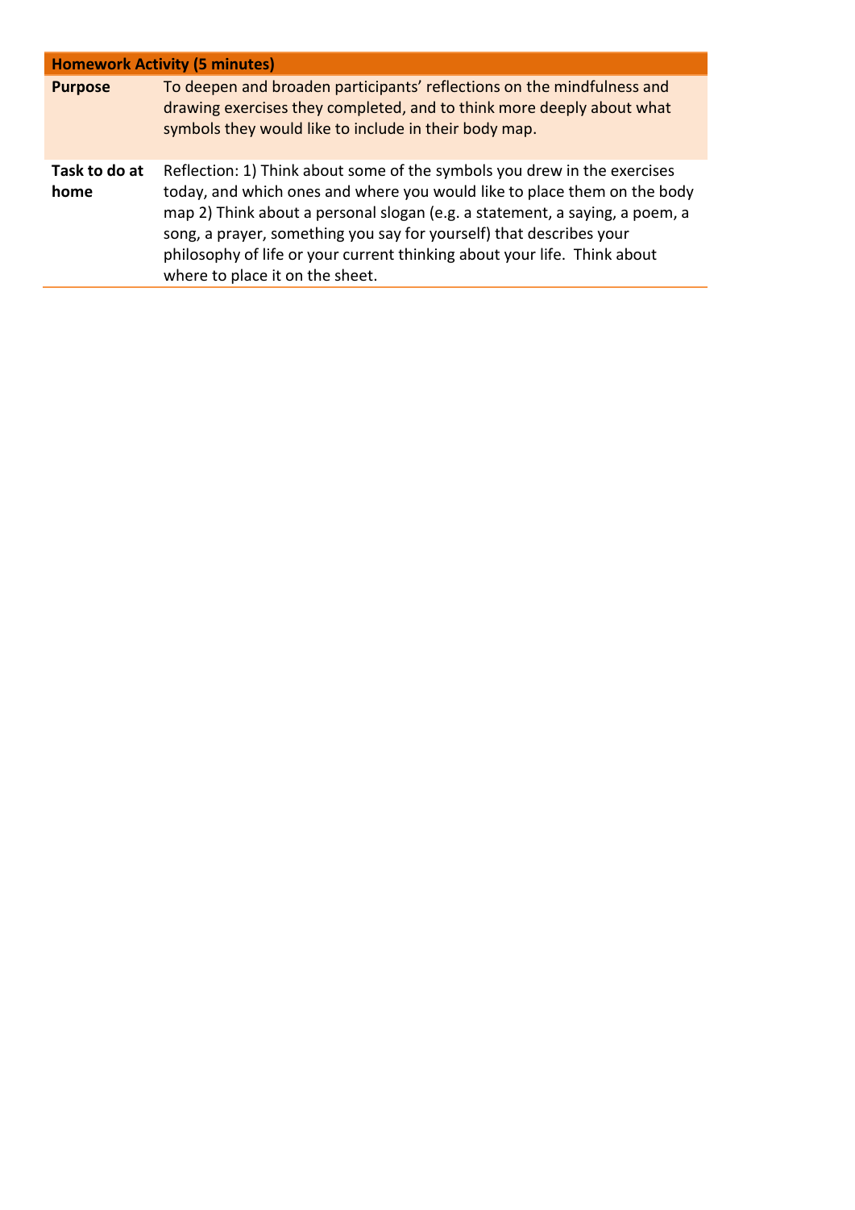| Homework Activity (5 minutes) | |
|---|---|
| **Purpose** | To deepen and broaden participants' reflections on the mindfulness and drawing exercises they completed, and to think more deeply about what symbols they would like to include in their body map. |
| **Task to do at home** | Reflection: 1) Think about some of the symbols you drew in the exercises today, and which ones and where you would like to place them on the body map 2) Think about a personal slogan (e.g. a statement, a saying, a poem, a song, a prayer, something you say for yourself) that describes your philosophy of life or your current thinking about your life. Think about where to place it on the sheet. |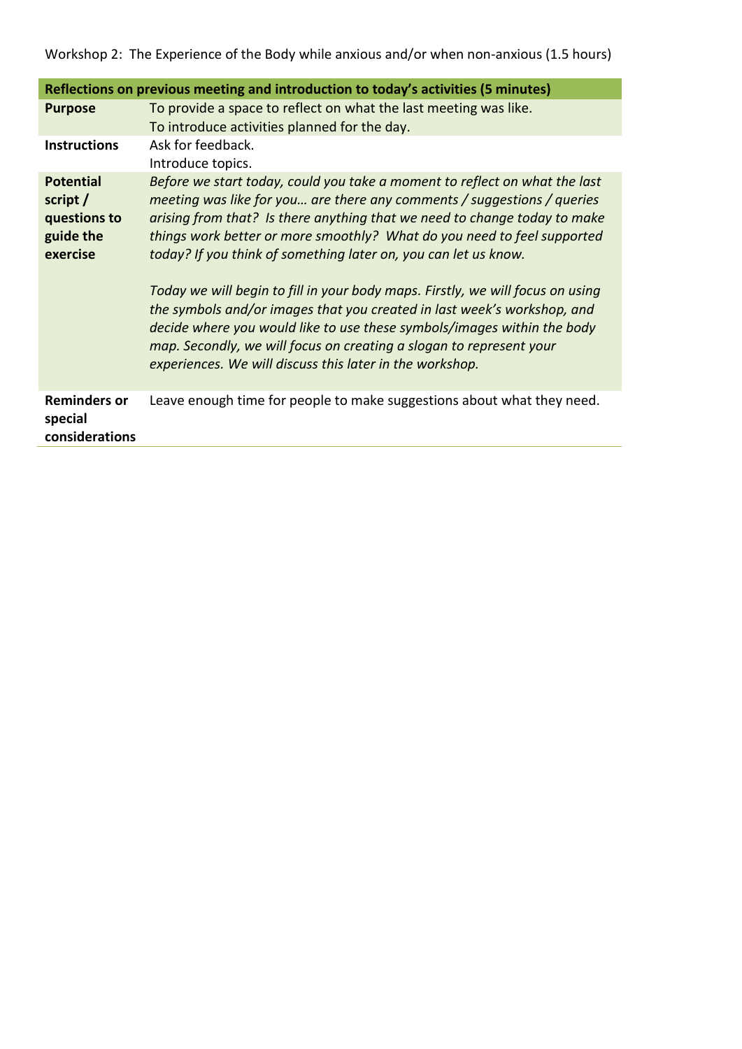Workshop 2: The Experience of the Body while anxious and/or when non-anxious (1.5 hours)

| Reflections on previous meeting and introduction to today's activities (5 minutes) | |
|---|---|
| **Purpose** | To provide a space to reflect on what the last meeting was like.<br>To introduce activities planned for the day. |
| **Instructions** | Ask for feedback.<br>Introduce topics. |
| **Potential script / questions to guide the exercise** | *Before we start today, could you take a moment to reflect on what the last meeting was like for you… are there any comments / suggestions / queries arising from that? Is there anything that we need to change today to make things work better or more smoothly? What do you need to feel supported today? If you think of something later on, you can let us know.*<br><br>*Today we will begin to fill in your body maps. Firstly, we will focus on using the symbols and/or images that you created in last week's workshop, and decide where you would like to use these symbols/images within the body map. Secondly, we will focus on creating a slogan to represent your experiences. We will discuss this later in the workshop.* |
| **Reminders or special considerations** | Leave enough time for people to make suggestions about what they need. |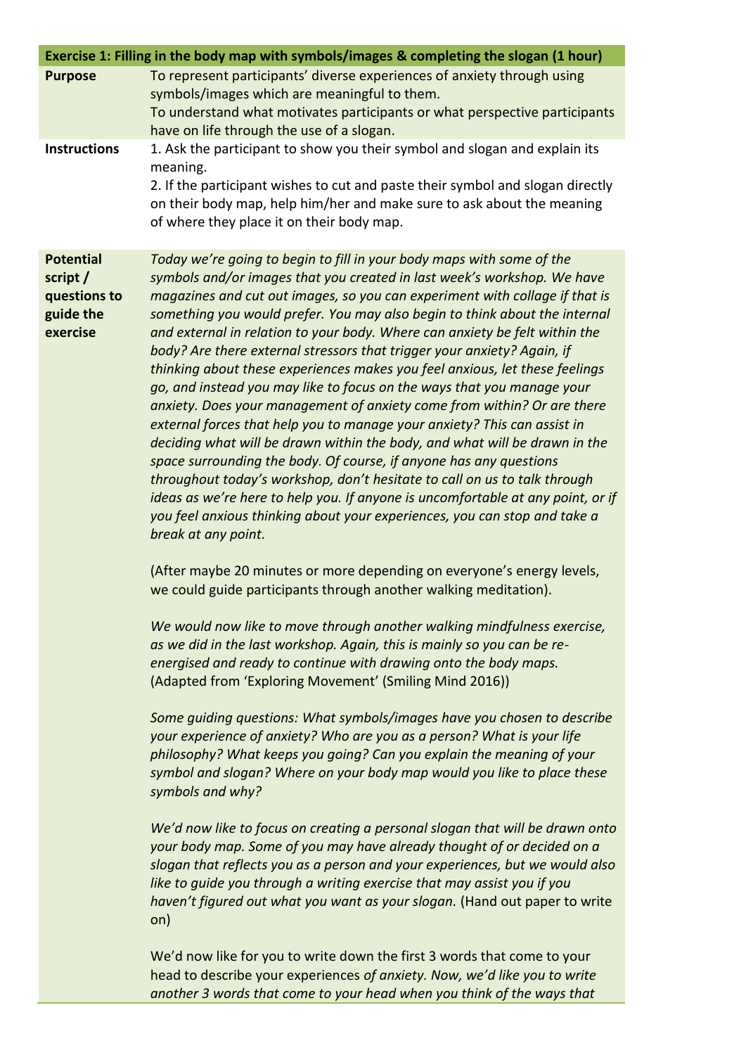| Exercise 1: Filling in the body map with symbols/images & completing the slogan (1 hour) | |
|---|---|
| **Purpose** | To represent participants' diverse experiences of anxiety through using symbols/images which are meaningful to them.<br>To understand what motivates participants or what perspective participants have on life through the use of a slogan. |
| **Instructions** | 1. Ask the participant to show you their symbol and slogan and explain its meaning.<br>2. If the participant wishes to cut and paste their symbol and slogan directly on their body map, help him/her and make sure to ask about the meaning of where they place it on their body map. |
| **Potential script / questions to guide the exercise** | *Today we're going to begin to fill in your body maps with some of the symbols and/or images that you created in last week's workshop. We have magazines and cut out images, so you can experiment with collage if that is something you would prefer. You may also begin to think about the internal and external in relation to your body. Where can anxiety be felt within the body? Are there external stressors that trigger your anxiety? Again, if thinking about these experiences makes you feel anxious, let these feelings go, and instead you may like to focus on the ways that you manage your anxiety. Does your management of anxiety come from within? Or are there external forces that help you to manage your anxiety? This can assist in deciding what will be drawn within the body, and what will be drawn in the space surrounding the body. Of course, if anyone has any questions throughout today's workshop, don't hesitate to call on us to talk through ideas as we're here to help you. If anyone is uncomfortable at any point, or if you feel anxious thinking about your experiences, you can stop and take a break at any point.*<br><br>(After maybe 20 minutes or more depending on everyone's energy levels, we could guide participants through another walking meditation).<br><br>*We would now like to move through another walking mindfulness exercise, as we did in the last workshop. Again, this is mainly so you can be re-energised and ready to continue with drawing onto the body maps.* (Adapted from 'Exploring Movement' (Smiling Mind 2016))<br><br>*Some guiding questions: What symbols/images have you chosen to describe your experience of anxiety? Who are you as a person? What is your life philosophy? What keeps you going? Can you explain the meaning of your symbol and slogan? Where on your body map would you like to place these symbols and why?*<br><br>*We'd now like to focus on creating a personal slogan that will be drawn onto your body map. Some of you may have already thought of or decided on a slogan that reflects you as a person and your experiences, but we would also like to guide you through a writing exercise that may assist you if you haven't figured out what you want as your slogan.* (Hand out paper to write on)<br><br>We'd now like for you to write down the first 3 words that come to your head to describe your experiences *of anxiety. Now, we'd like you to write another 3 words that come to your head when you think of the ways that* |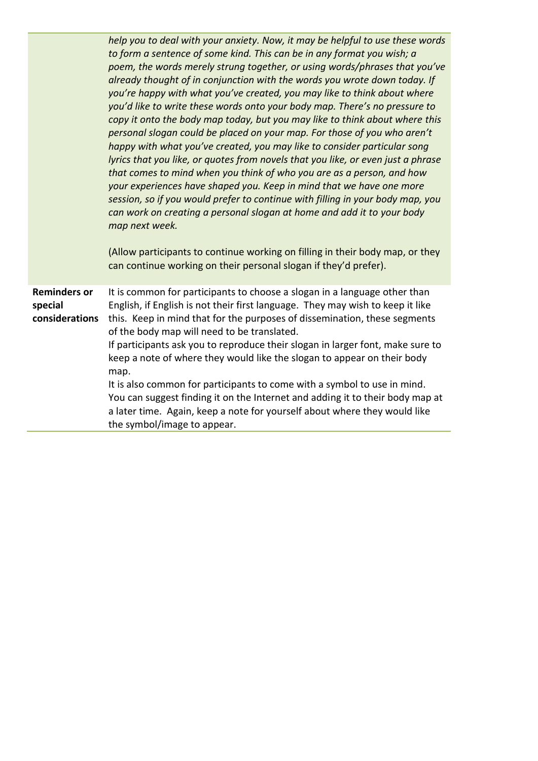| | |
|---|---|
| | *help you to deal with your anxiety. Now, it may be helpful to use these words to form a sentence of some kind. This can be in any format you wish; a poem, the words merely strung together, or using words/phrases that you've already thought of in conjunction with the words you wrote down today. If you're happy with what you've created, you may like to think about where you'd like to write these words onto your body map. There's no pressure to copy it onto the body map today, but you may like to think about where this personal slogan could be placed on your map. For those of you who aren't happy with what you've created, you may like to consider particular song lyrics that you like, or quotes from novels that you like, or even just a phrase that comes to mind when you think of who you are as a person, and how your experiences have shaped you. Keep in mind that we have one more session, so if you would prefer to continue with filling in your body map, you can work on creating a personal slogan at home and add it to your body map next week.*<br><br>(Allow participants to continue working on filling in their body map, or they can continue working on their personal slogan if they'd prefer). |
| **Reminders or special considerations** | It is common for participants to choose a slogan in a language other than English, if English is not their first language. They may wish to keep it like this. Keep in mind that for the purposes of dissemination, these segments of the body map will need to be translated.<br>If participants ask you to reproduce their slogan in larger font, make sure to keep a note of where they would like the slogan to appear on their body map.<br>It is also common for participants to come with a symbol to use in mind. You can suggest finding it on the Internet and adding it to their body map at a later time. Again, keep a note for yourself about where they would like the symbol/image to appear. |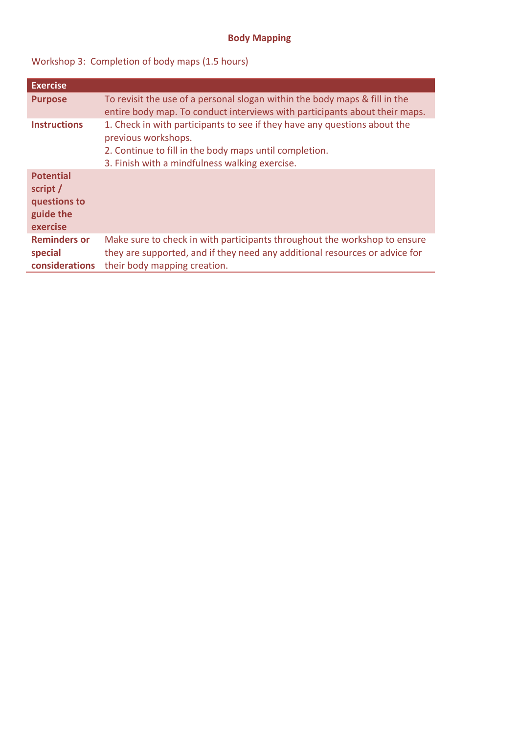**Body Mapping**

Workshop 3: Completion of body maps (1.5 hours)

| Exercise | |
|---|---|
| **Purpose** | To revisit the use of a personal slogan within the body maps & fill in the entire body map. To conduct interviews with participants about their maps. |
| **Instructions** | 1. Check in with participants to see if they have any questions about the previous workshops.<br>2. Continue to fill in the body maps until completion.<br>3. Finish with a mindfulness walking exercise. |
| **Potential script / questions to guide the exercise** | |
| **Reminders or special considerations** | Make sure to check in with participants throughout the workshop to ensure they are supported, and if they need any additional resources or advice for their body mapping creation. |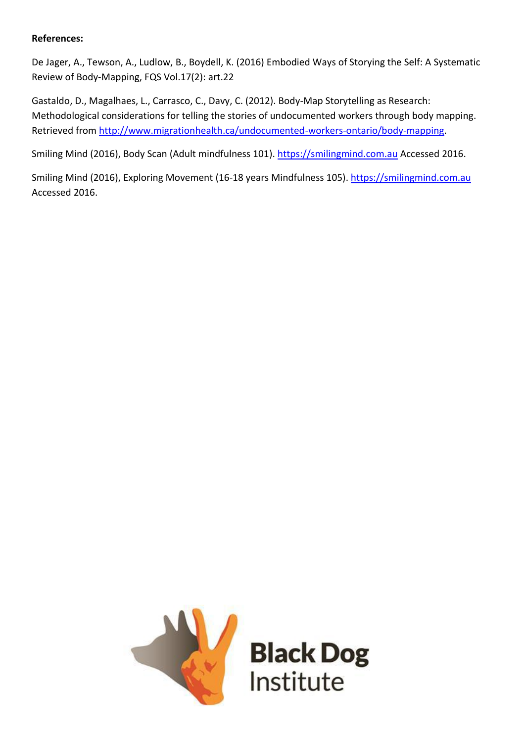**References:**

De Jager, A., Tewson, A., Ludlow, B., Boydell, K. (2016) Embodied Ways of Storying the Self: A Systematic Review of Body-Mapping, FQS Vol.17(2): art.22

Gastaldo, D., Magalhaes, L., Carrasco, C., Davy, C. (2012). Body-Map Storytelling as Research: Methodological considerations for telling the stories of undocumented workers through body mapping. Retrieved from http://www.migrationhealth.ca/undocumented-workers-ontario/body-mapping.

Smiling Mind (2016), Body Scan (Adult mindfulness 101). https://smilingmind.com.au Accessed 2016.

Smiling Mind (2016), Exploring Movement (16-18 years Mindfulness 105). https://smilingmind.com.au Accessed 2016.

Black Dog Institute